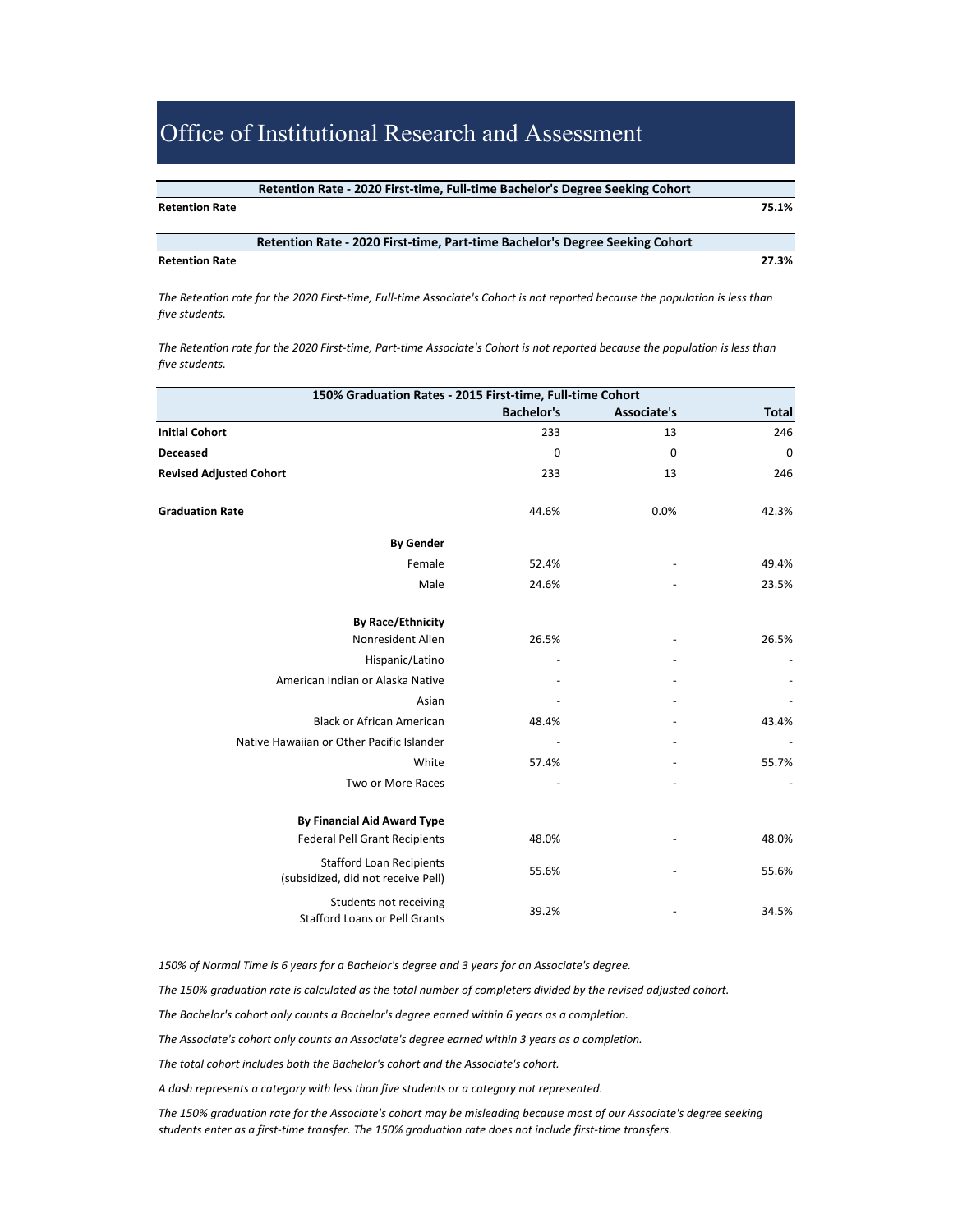# Office of Institutional Research and Assessment

| Retention Rate - 2020 First-time, Full-time Bachelor's Degree Seeking Cohort | |
|---|---|
| **Retention Rate** | **75.1%** |

| Retention Rate - 2020 First-time, Part-time Bachelor's Degree Seeking Cohort | |
|---|---|
| **Retention Rate** | **27.3%** |

*The Retention rate for the 2020 First-time, Full-time Associate's Cohort is not reported because the population is less than five students.*

*The Retention rate for the 2020 First-time, Part-time Associate's Cohort is not reported because the population is less than five students.*

| 150% Graduation Rates - 2015 First-time, Full-time Cohort | Bachelor's | Associate's | Total |
|---|---|---|---|
| **Initial Cohort** | 233 | 13 | 246 |
| **Deceased** | 0 | 0 | 0 |
| **Revised Adjusted Cohort** | 233 | 13 | 246 |
| **Graduation Rate** | 44.6% | 0.0% | 42.3% |
| **By Gender** | | | |
| Female | 52.4% | - | 49.4% |
| Male | 24.6% | - | 23.5% |
| **By Race/Ethnicity** | | | |
| Nonresident Alien | 26.5% | - | 26.5% |
| Hispanic/Latino | - | - | - |
| American Indian or Alaska Native | - | - | - |
| Asian | - | - | - |
| Black or African American | 48.4% | - | 43.4% |
| Native Hawaiian or Other Pacific Islander | - | - | - |
| White | 57.4% | - | 55.7% |
| Two or More Races | - | - | - |
| **By Financial Aid Award Type** | | | |
| Federal Pell Grant Recipients | 48.0% | - | 48.0% |
| Stafford Loan Recipients (subsidized, did not receive Pell) | 55.6% | - | 55.6% |
| Students not receiving Stafford Loans or Pell Grants | 39.2% | - | 34.5% |

*150% of Normal Time is 6 years for a Bachelor's degree and 3 years for an Associate's degree.*

*The 150% graduation rate is calculated as the total number of completers divided by the revised adjusted cohort.*

*The Bachelor's cohort only counts a Bachelor's degree earned within 6 years as a completion.*

*The Associate's cohort only counts an Associate's degree earned within 3 years as a completion.*

*The total cohort includes both the Bachelor's cohort and the Associate's cohort.*

*A dash represents a category with less than five students or a category not represented.*

*The 150% graduation rate for the Associate's cohort may be misleading because most of our Associate's degree seeking students enter as a first-time transfer. The 150% graduation rate does not include first-time transfers.*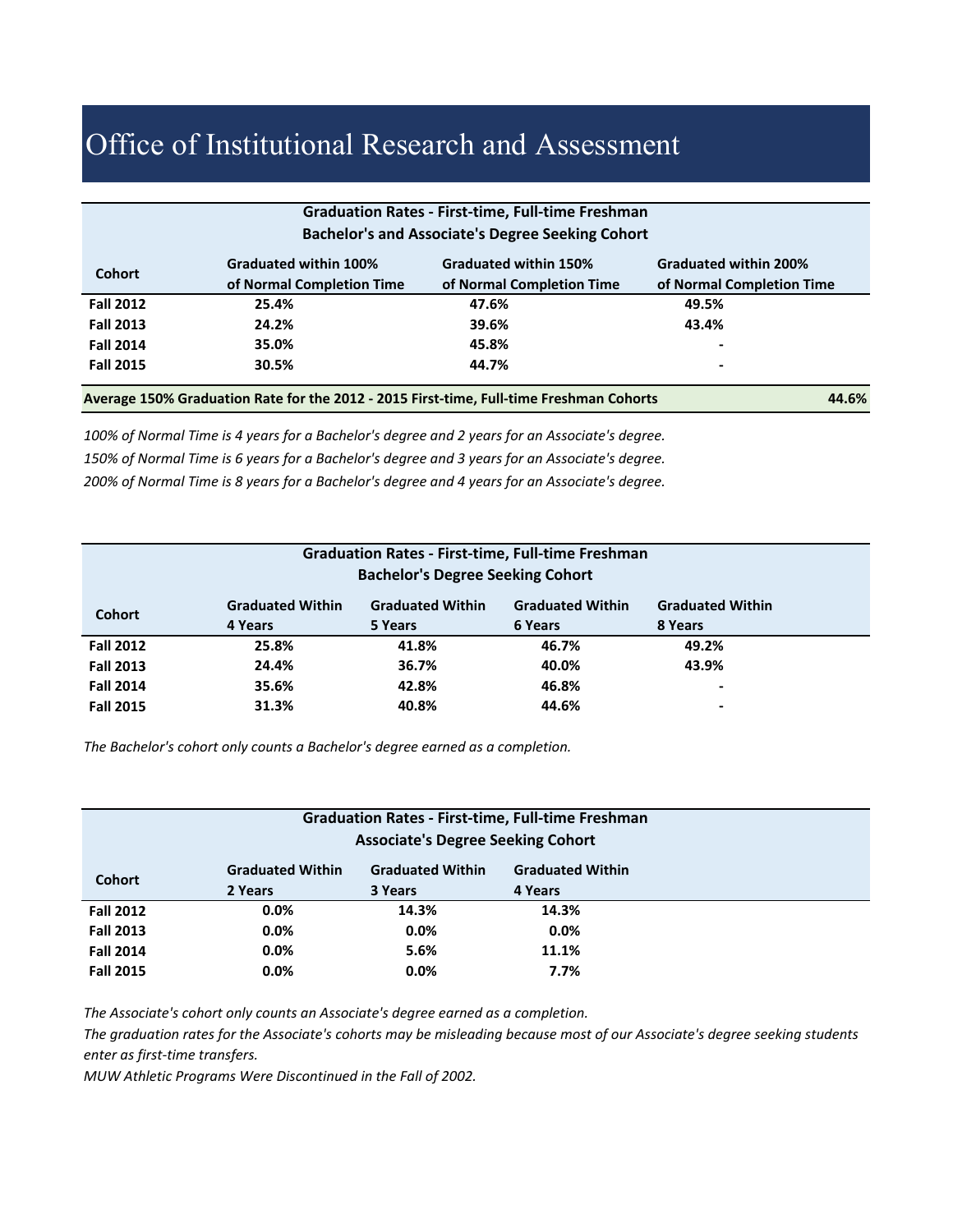# Office of Institutional Research and Assessment

| Graduation Rates - First-time, Full-time Freshman<br>Bachelor's and Associate's Degree Seeking Cohort | | | |
|---|---|---|---|
| **Cohort** | **Graduated within 100% of Normal Completion Time** | **Graduated within 150% of Normal Completion Time** | **Graduated within 200% of Normal Completion Time** |
| **Fall 2012** | 25.4% | 47.6% | 49.5% |
| **Fall 2013** | 24.2% | 39.6% | 43.4% |
| **Fall 2014** | 35.0% | 45.8% | - |
| **Fall 2015** | 30.5% | 44.7% | - |

**Average 150% Graduation Rate for the 2012 - 2015 First-time, Full-time Freshman Cohorts** **44.6%**

*100% of Normal Time is 4 years for a Bachelor's degree and 2 years for an Associate's degree.*

*150% of Normal Time is 6 years for a Bachelor's degree and 3 years for an Associate's degree.*

*200% of Normal Time is 8 years for a Bachelor's degree and 4 years for an Associate's degree.*

| Graduation Rates - First-time, Full-time Freshman<br>Bachelor's Degree Seeking Cohort | | | | |
|---|---|---|---|---|
| **Cohort** | **Graduated Within 4 Years** | **Graduated Within 5 Years** | **Graduated Within 6 Years** | **Graduated Within 8 Years** |
| **Fall 2012** | 25.8% | 41.8% | 46.7% | 49.2% |
| **Fall 2013** | 24.4% | 36.7% | 40.0% | 43.9% |
| **Fall 2014** | 35.6% | 42.8% | 46.8% | - |
| **Fall 2015** | 31.3% | 40.8% | 44.6% | - |

*The Bachelor's cohort only counts a Bachelor's degree earned as a completion.*

| Graduation Rates - First-time, Full-time Freshman<br>Associate's Degree Seeking Cohort | | | |
|---|---|---|---|
| **Cohort** | **Graduated Within 2 Years** | **Graduated Within 3 Years** | **Graduated Within 4 Years** |
| **Fall 2012** | 0.0% | 14.3% | 14.3% |
| **Fall 2013** | 0.0% | 0.0% | 0.0% |
| **Fall 2014** | 0.0% | 5.6% | 11.1% |
| **Fall 2015** | 0.0% | 0.0% | 7.7% |

*The Associate's cohort only counts an Associate's degree earned as a completion.*

*The graduation rates for the Associate's cohorts may be misleading because most of our Associate's degree seeking students enter as first-time transfers.*

*MUW Athletic Programs Were Discontinued in the Fall of 2002.*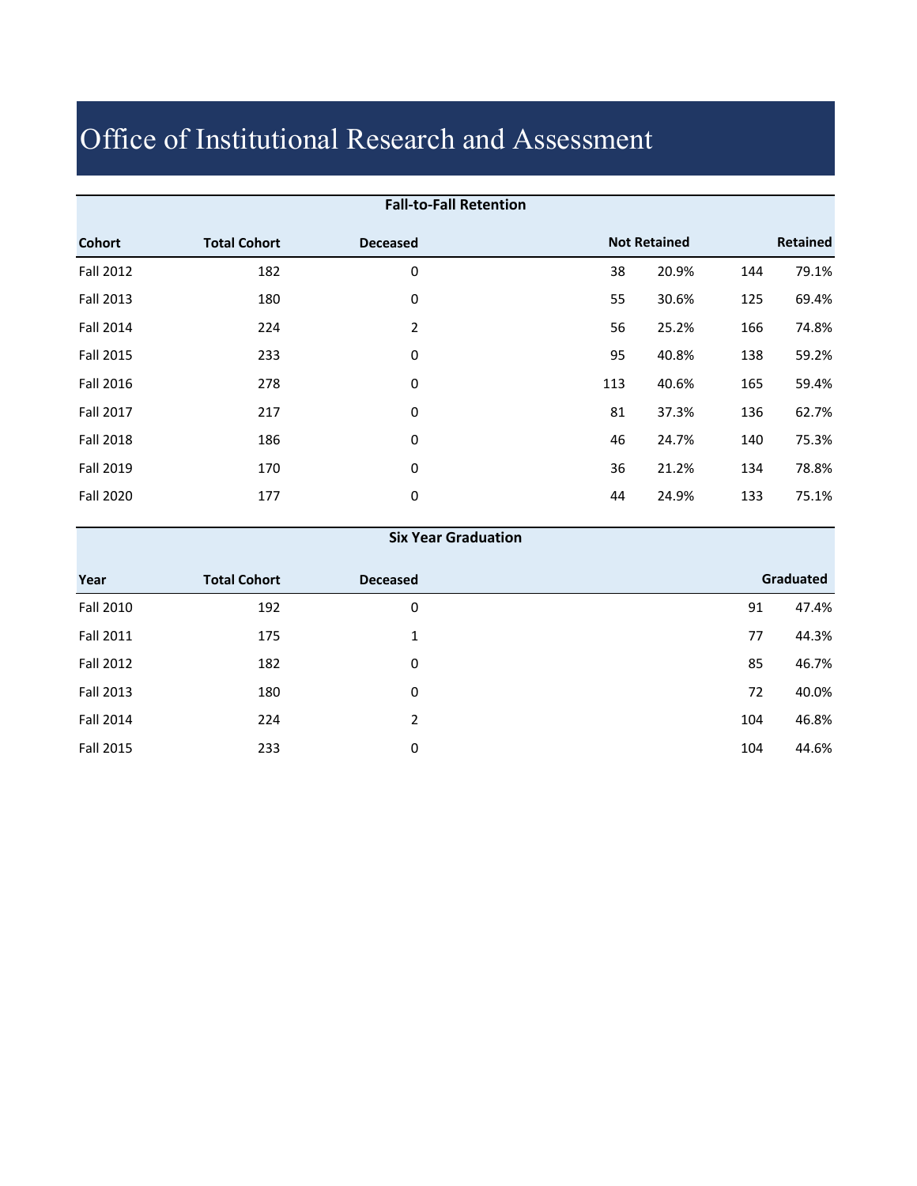# Office of Institutional Research and Assessment

**Fall-to-Fall Retention**

| Cohort | Total Cohort | Deceased | Not Retained | | Retained | |
|---|---|---|---|---|---|---|
| Fall 2012 | 182 | 0 | 38 | 20.9% | 144 | 79.1% |
| Fall 2013 | 180 | 0 | 55 | 30.6% | 125 | 69.4% |
| Fall 2014 | 224 | 2 | 56 | 25.2% | 166 | 74.8% |
| Fall 2015 | 233 | 0 | 95 | 40.8% | 138 | 59.2% |
| Fall 2016 | 278 | 0 | 113 | 40.6% | 165 | 59.4% |
| Fall 2017 | 217 | 0 | 81 | 37.3% | 136 | 62.7% |
| Fall 2018 | 186 | 0 | 46 | 24.7% | 140 | 75.3% |
| Fall 2019 | 170 | 0 | 36 | 21.2% | 134 | 78.8% |
| Fall 2020 | 177 | 0 | 44 | 24.9% | 133 | 75.1% |

**Six Year Graduation**

| Year | Total Cohort | Deceased | Graduated | |
|---|---|---|---|---|
| Fall 2010 | 192 | 0 | 91 | 47.4% |
| Fall 2011 | 175 | 1 | 77 | 44.3% |
| Fall 2012 | 182 | 0 | 85 | 46.7% |
| Fall 2013 | 180 | 0 | 72 | 40.0% |
| Fall 2014 | 224 | 2 | 104 | 46.8% |
| Fall 2015 | 233 | 0 | 104 | 44.6% |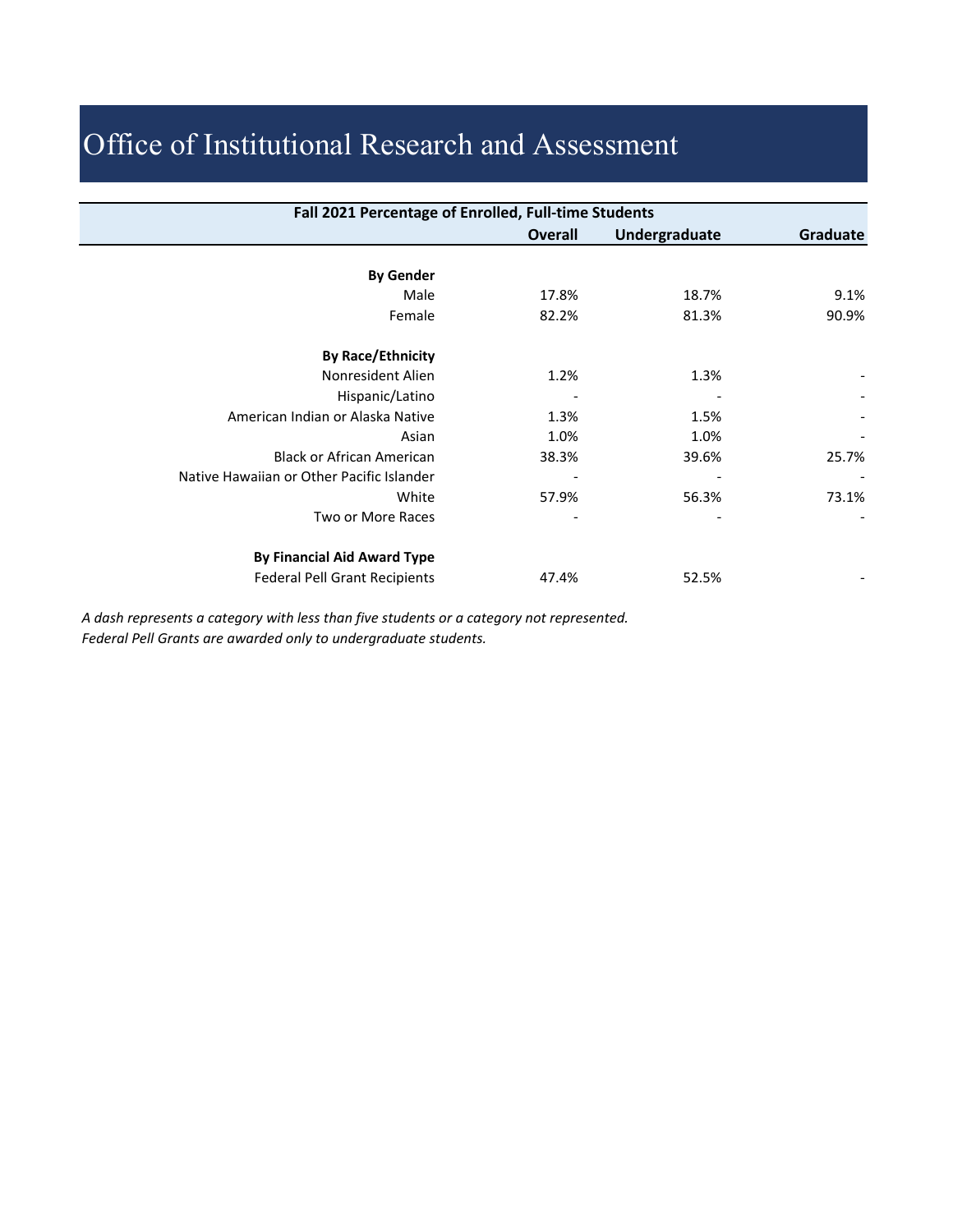# Office of Institutional Research and Assessment

| Fall 2021 Percentage of Enrolled, Full-time Students | Overall | Undergraduate | Graduate |
|---|---|---|---|
| **By Gender** | | | |
| Male | 17.8% | 18.7% | 9.1% |
| Female | 82.2% | 81.3% | 90.9% |
| **By Race/Ethnicity** | | | |
| Nonresident Alien | 1.2% | 1.3% | - |
| Hispanic/Latino | - | - | - |
| American Indian or Alaska Native | 1.3% | 1.5% | - |
| Asian | 1.0% | 1.0% | - |
| Black or African American | 38.3% | 39.6% | 25.7% |
| Native Hawaiian or Other Pacific Islander | - | - | - |
| White | 57.9% | 56.3% | 73.1% |
| Two or More Races | - | - | - |
| **By Financial Aid Award Type** | | | |
| Federal Pell Grant Recipients | 47.4% | 52.5% | - |

*A dash represents a category with less than five students or a category not represented.*

*Federal Pell Grants are awarded only to undergraduate students.*